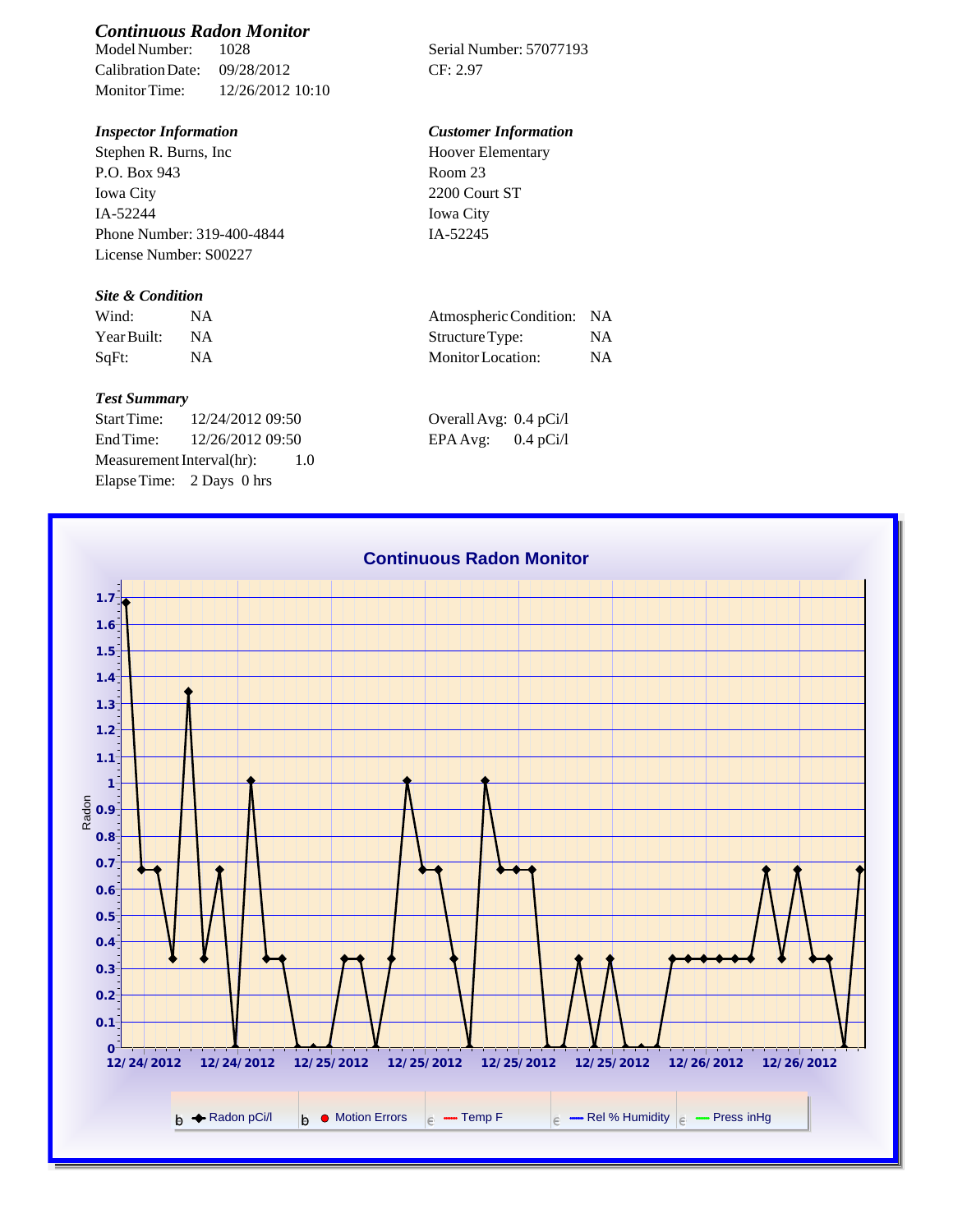## *Continuous Radon Monitor*

Model Number: 1028
Calibration Date: 09/28/2012
Monitor Time: 12/26/2012 10:10

Serial Number: 57077193
CF: 2.97

### *Inspector Information*

Stephen R. Burns, Inc
P.O. Box 943
Iowa City
IA-52244
Phone Number: 319-400-4844
License Number: S00227

### *Customer Information*

Hoover Elementary
Room 23
2200 Court ST
Iowa City
IA-52245

### *Site & Condition*

| | | | |
|---|---|---|---|
| Wind: | NA | Atmospheric Condition: | NA |
| Year Built: | NA | Structure Type: | NA |
| SqFt: | NA | Monitor Location: | NA |

### *Test Summary*

Start Time: 12/24/2012 09:50
End Time: 12/26/2012 09:50
Measurement Interval(hr): 1.0
Elapse Time: 2 Days 0 hrs

Overall Avg: 0.4 pCi/l
EPA Avg: 0.4 pCi/l

**Continuous Radon Monitor**

Radon

1.7, 1.6, 1.5, 1.4, 1.3, 1.2, 1.1, 1, 0.9, 0.8, 0.7, 0.6, 0.5, 0.4, 0.3, 0.2, 0.1, 0

12/24/2012, 12/24/2012, 12/25/2012, 12/25/2012, 12/25/2012, 12/25/2012, 12/26/2012, 12/26/2012

Radon pCi/l | Motion Errors | Temp F | Rel % Humidity | Press inHg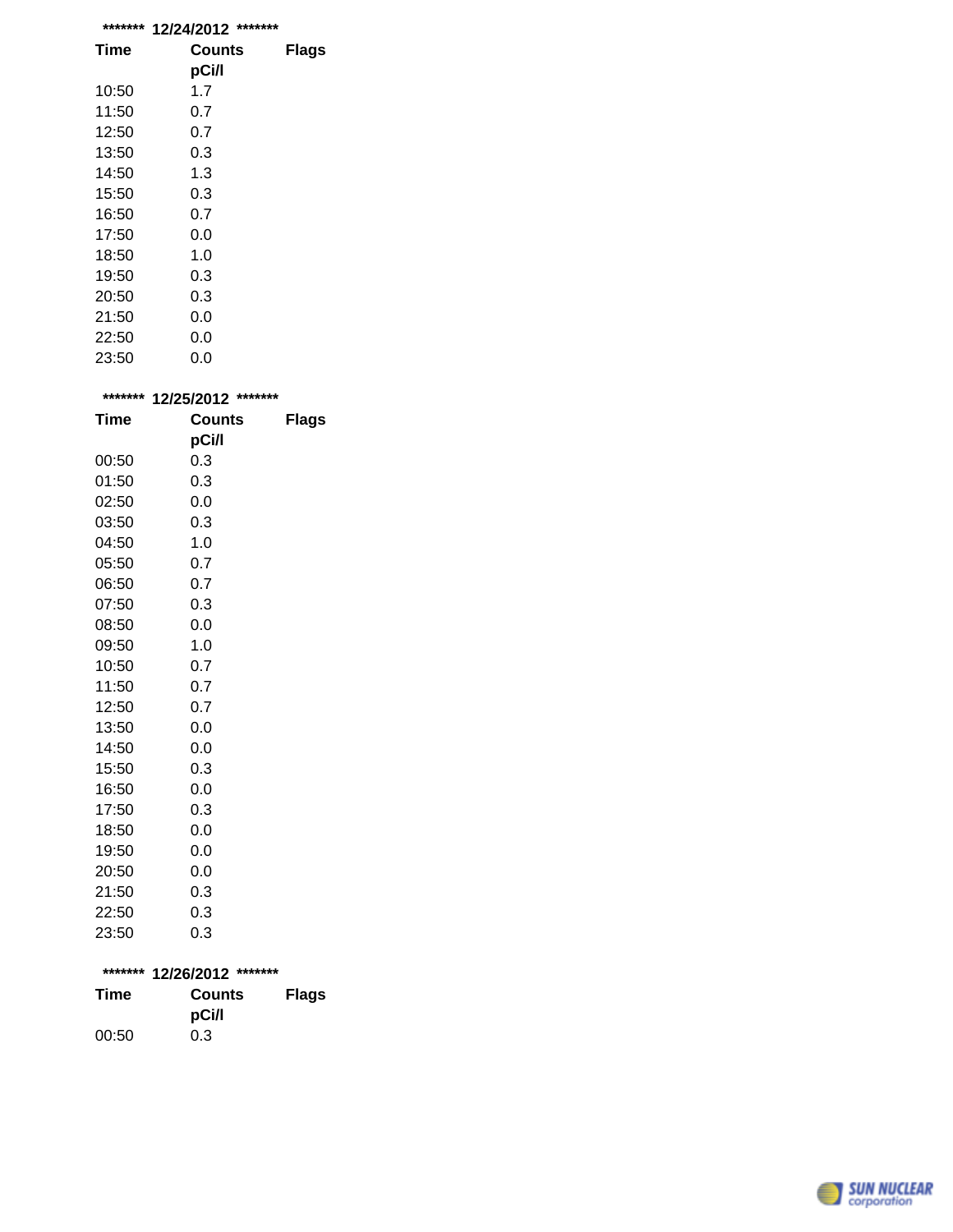******* 12/24/2012 *******

| Time | Counts pCi/l | Flags |
|---|---|---|
| 10:50 | 1.7 | |
| 11:50 | 0.7 | |
| 12:50 | 0.7 | |
| 13:50 | 0.3 | |
| 14:50 | 1.3 | |
| 15:50 | 0.3 | |
| 16:50 | 0.7 | |
| 17:50 | 0.0 | |
| 18:50 | 1.0 | |
| 19:50 | 0.3 | |
| 20:50 | 0.3 | |
| 21:50 | 0.0 | |
| 22:50 | 0.0 | |
| 23:50 | 0.0 | |

******* 12/25/2012 *******

| Time | Counts pCi/l | Flags |
|---|---|---|
| 00:50 | 0.3 | |
| 01:50 | 0.3 | |
| 02:50 | 0.0 | |
| 03:50 | 0.3 | |
| 04:50 | 1.0 | |
| 05:50 | 0.7 | |
| 06:50 | 0.7 | |
| 07:50 | 0.3 | |
| 08:50 | 0.0 | |
| 09:50 | 1.0 | |
| 10:50 | 0.7 | |
| 11:50 | 0.7 | |
| 12:50 | 0.7 | |
| 13:50 | 0.0 | |
| 14:50 | 0.0 | |
| 15:50 | 0.3 | |
| 16:50 | 0.0 | |
| 17:50 | 0.3 | |
| 18:50 | 0.0 | |
| 19:50 | 0.0 | |
| 20:50 | 0.0 | |
| 21:50 | 0.3 | |
| 22:50 | 0.3 | |
| 23:50 | 0.3 | |

******* 12/26/2012 *******

| Time | Counts pCi/l | Flags |
|---|---|---|
| 00:50 | 0.3 | |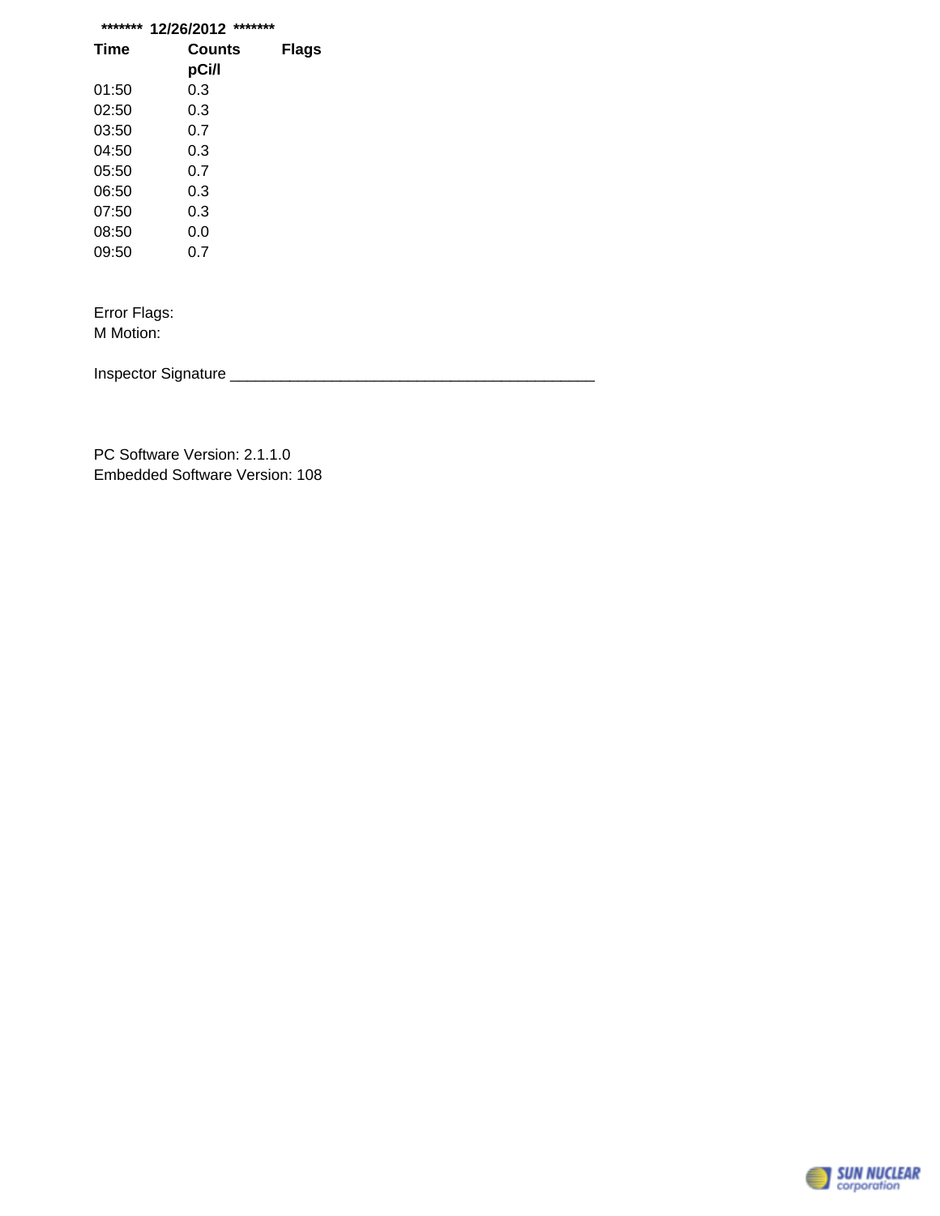**\*\*\*\*\*\*\* 12/26/2012 \*\*\*\*\*\*\***

| Time | Counts pCi/l | Flags |
| --- | --- | --- |
| 01:50 | 0.3 | |
| 02:50 | 0.3 | |
| 03:50 | 0.7 | |
| 04:50 | 0.3 | |
| 05:50 | 0.7 | |
| 06:50 | 0.3 | |
| 07:50 | 0.3 | |
| 08:50 | 0.0 | |
| 09:50 | 0.7 | |

Error Flags:
M Motion:

Inspector Signature ___________________________________________

PC Software Version: 2.1.1.0
Embedded Software Version: 108

SUN NUCLEAR corporation